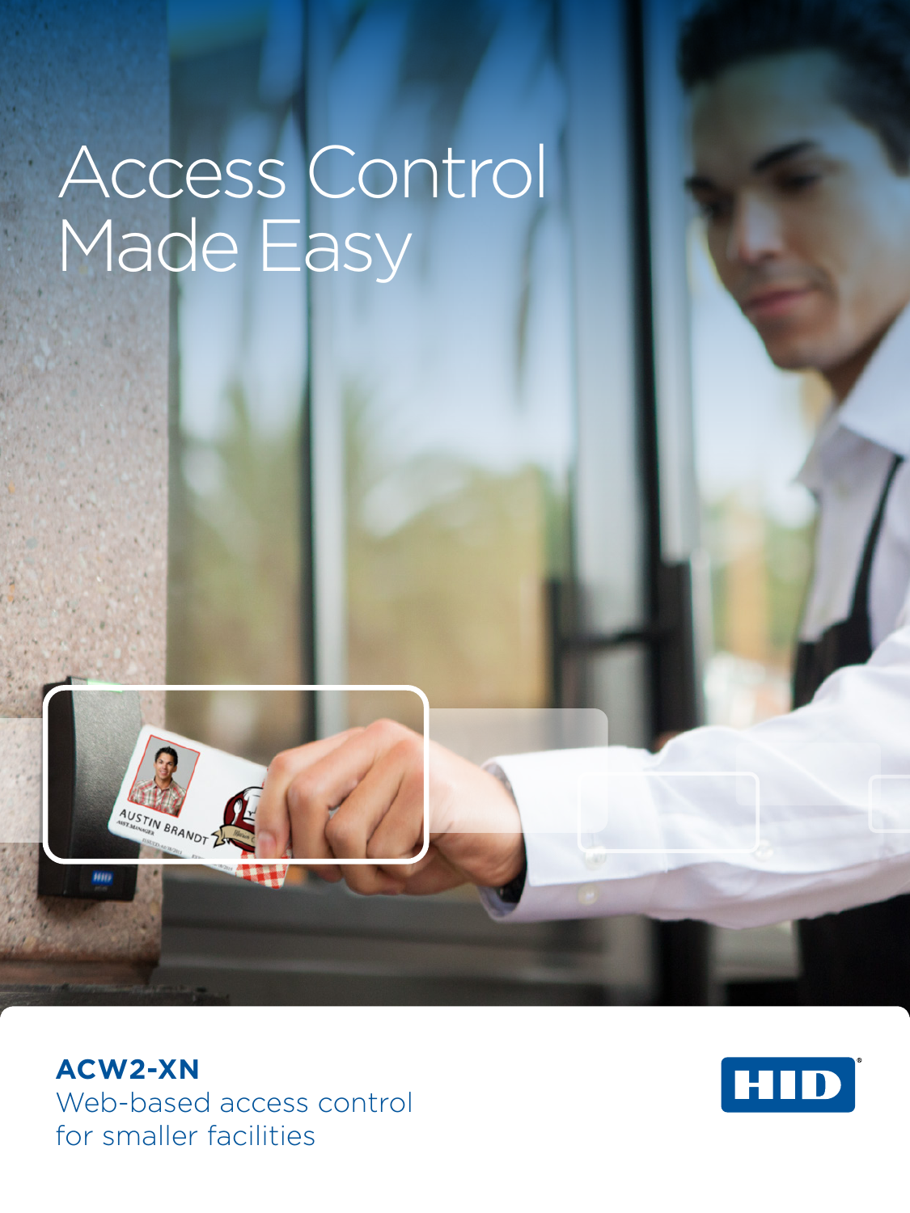# Access Control Made Easy

**ACW2-XN**

Web-based access control for smaller facilities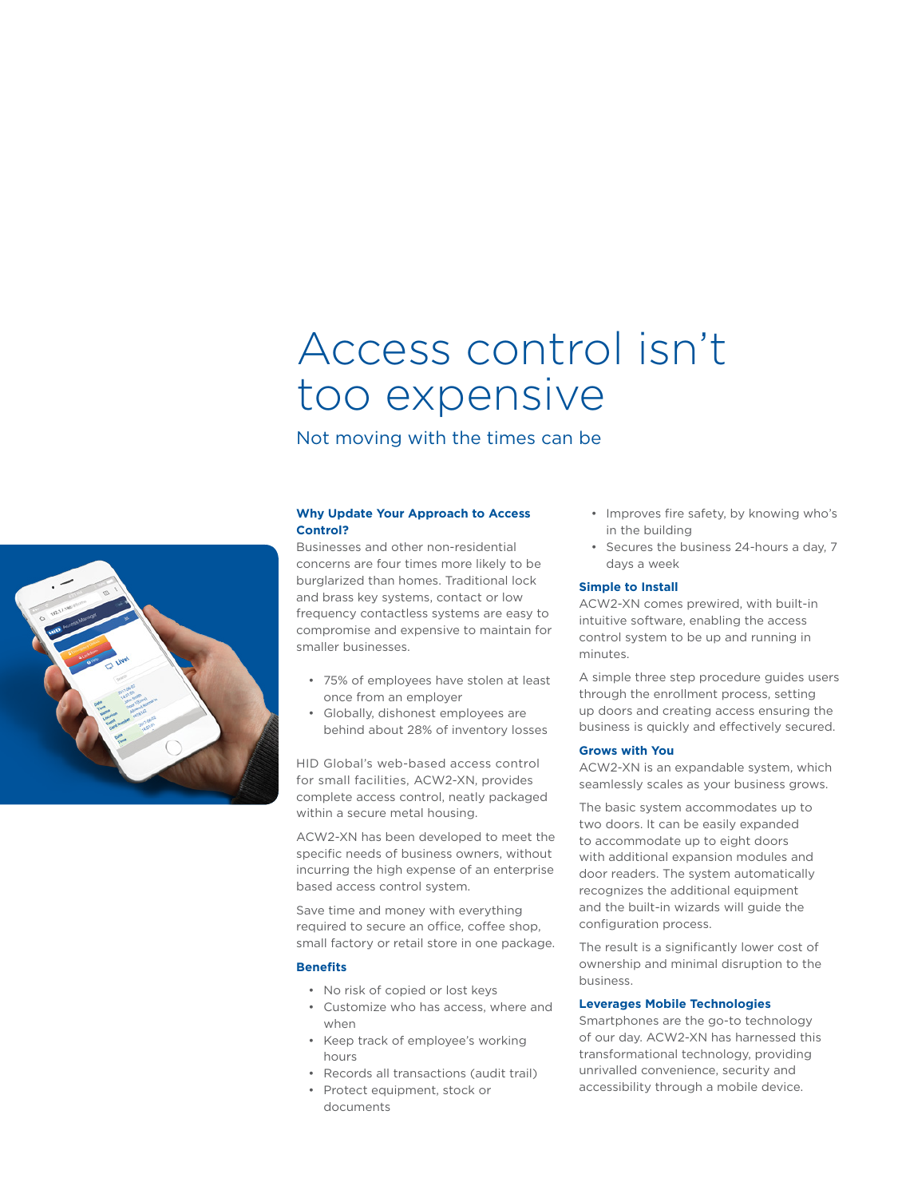# Access control isn't too expensive

## Not moving with the times can be

### Why Update Your Approach to Access Control?

Businesses and other non-residential concerns are four times more likely to be burglarized than homes. Traditional lock and brass key systems, contact or low frequency contactless systems are easy to compromise and expensive to maintain for smaller businesses.

- 75% of employees have stolen at least once from an employer
- Globally, dishonest employees are behind about 28% of inventory losses

HID Global's web-based access control for small facilities, ACW2-XN, provides complete access control, neatly packaged within a secure metal housing.

ACW2-XN has been developed to meet the specific needs of business owners, without incurring the high expense of an enterprise based access control system.

Save time and money with everything required to secure an office, coffee shop, small factory or retail store in one package.

### Benefits

- No risk of copied or lost keys
- Customize who has access, where and when
- Keep track of employee's working hours
- Records all transactions (audit trail)
- Protect equipment, stock or documents
- Improves fire safety, by knowing who's in the building
- Secures the business 24-hours a day, 7 days a week

### Simple to Install

ACW2-XN comes prewired, with built-in intuitive software, enabling the access control system to be up and running in minutes.

A simple three step procedure guides users through the enrollment process, setting up doors and creating access ensuring the business is quickly and effectively secured.

### Grows with You

ACW2-XN is an expandable system, which seamlessly scales as your business grows.

The basic system accommodates up to two doors. It can be easily expanded to accommodate up to eight doors with additional expansion modules and door readers. The system automatically recognizes the additional equipment and the built-in wizards will guide the configuration process.

The result is a significantly lower cost of ownership and minimal disruption to the business.

### Leverages Mobile Technologies

Smartphones are the go-to technology of our day. ACW2-XN has harnessed this transformational technology, providing unrivalled convenience, security and accessibility through a mobile device.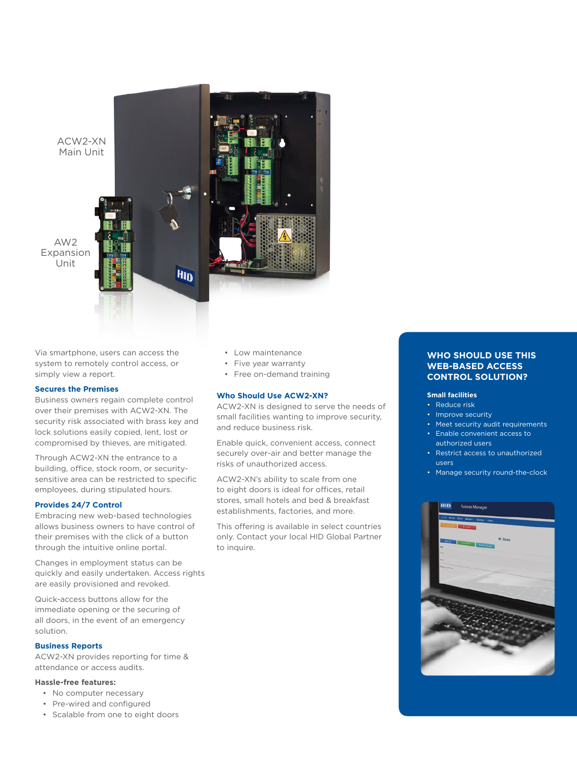ACW2-XN Main Unit

AW2 Expansion Unit

Via smartphone, users can access the system to remotely control access, or simply view a report.

### Secures the Premises

Business owners regain complete control over their premises with ACW2-XN. The security risk associated with brass key and lock solutions easily copied, lent, lost or compromised by thieves, are mitigated.

Through ACW2-XN the entrance to a building, office, stock room, or security-sensitive area can be restricted to specific employees, during stipulated hours.

### Provides 24/7 Control

Embracing new web-based technologies allows business owners to have control of their premises with the click of a button through the intuitive online portal.

Changes in employment status can be quickly and easily undertaken. Access rights are easily provisioned and revoked.

Quick-access buttons allow for the immediate opening or the securing of all doors, in the event of an emergency solution.

### Business Reports

ACW2-XN provides reporting for time & attendance or access audits.

**Hassle-free features:**

- No computer necessary
- Pre-wired and configured
- Scalable from one to eight doors
- Low maintenance
- Five year warranty
- Free on-demand training

### Who Should Use ACW2-XN?

ACW2-XN is designed to serve the needs of small facilities wanting to improve security, and reduce business risk.

Enable quick, convenient access, connect securely over-air and better manage the risks of unauthorized access.

ACW2-XN's ability to scale from one to eight doors is ideal for offices, retail stores, small hotels and bed & breakfast establishments, factories, and more.

This offering is available in select countries only. Contact your local HID Global Partner to inquire.

## WHO SHOULD USE THIS WEB-BASED ACCESS CONTROL SOLUTION?

**Small facilities**

- Reduce risk
- Improve security
- Meet security audit requirements
- Enable convenient access to authorized users
- Restrict access to unauthorized users
- Manage security round-the-clock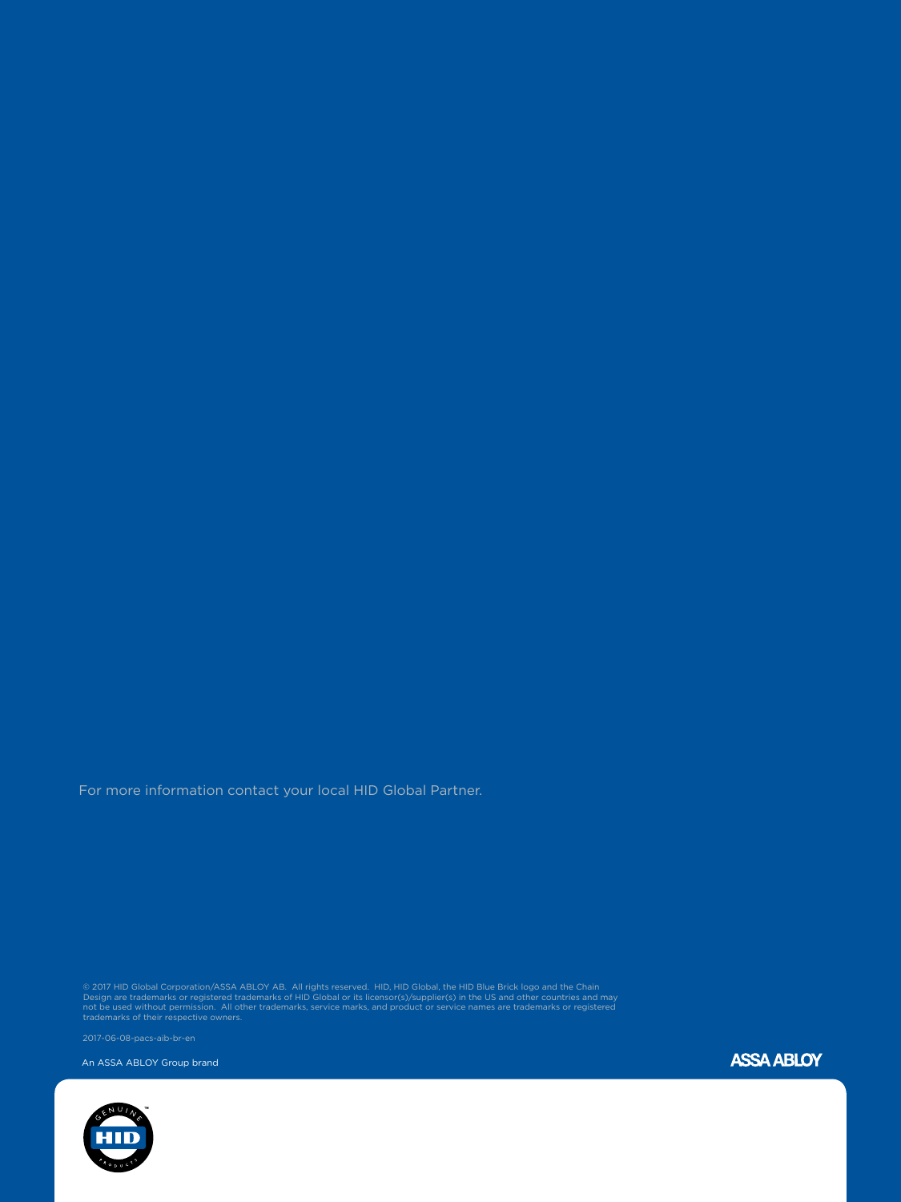For more information contact your local HID Global Partner.

© 2017 HID Global Corporation/ASSA ABLOY AB. All rights reserved. HID, HID Global, the HID Blue Brick logo and the Chain Design are trademarks or registered trademarks of HID Global or its licensor(s)/supplier(s) in the US and other countries and may not be used without permission. All other trademarks, service marks, and product or service names are trademarks or registered trademarks of their respective owners.

2017-06-08-pacs-aib-br-en

An ASSA ABLOY Group brand

ASSA ABLOY